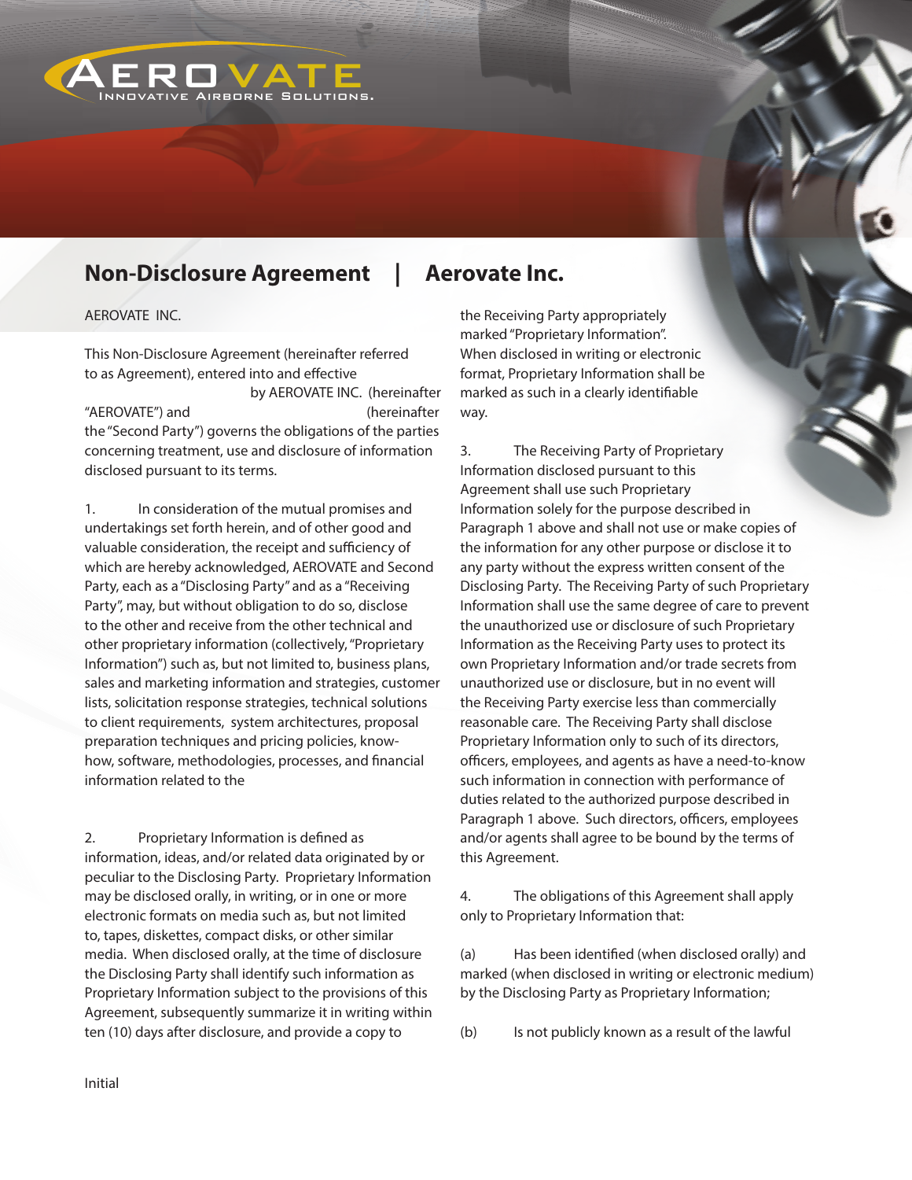AEROVATE

INNOVATIVE AIRBORNE SOLUTIONS.

# Non-Disclosure Agreement | Aerovate Inc.

AEROVATE INC.

This Non-Disclosure Agreement (hereinafter referred to as Agreement), entered into and effective by AEROVATE INC. (hereinafter "AEROVATE") and (hereinafter the "Second Party") governs the obligations of the parties concerning treatment, use and disclosure of information disclosed pursuant to its terms.

1. In consideration of the mutual promises and undertakings set forth herein, and of other good and valuable consideration, the receipt and sufficiency of which are hereby acknowledged, AEROVATE and Second Party, each as a "Disclosing Party" and as a "Receiving Party", may, but without obligation to do so, disclose to the other and receive from the other technical and other proprietary information (collectively, "Proprietary Information") such as, but not limited to, business plans, sales and marketing information and strategies, customer lists, solicitation response strategies, technical solutions to client requirements, system architectures, proposal preparation techniques and pricing policies, know-how, software, methodologies, processes, and financial information related to the

2. Proprietary Information is defined as information, ideas, and/or related data originated by or peculiar to the Disclosing Party. Proprietary Information may be disclosed orally, in writing, or in one or more electronic formats on media such as, but not limited to, tapes, diskettes, compact disks, or other similar media. When disclosed orally, at the time of disclosure the Disclosing Party shall identify such information as Proprietary Information subject to the provisions of this Agreement, subsequently summarize it in writing within ten (10) days after disclosure, and provide a copy to the Receiving Party appropriately marked "Proprietary Information". When disclosed in writing or electronic format, Proprietary Information shall be marked as such in a clearly identifiable way.

3. The Receiving Party of Proprietary Information disclosed pursuant to this Agreement shall use such Proprietary Information solely for the purpose described in Paragraph 1 above and shall not use or make copies of the information for any other purpose or disclose it to any party without the express written consent of the Disclosing Party. The Receiving Party of such Proprietary Information shall use the same degree of care to prevent the unauthorized use or disclosure of such Proprietary Information as the Receiving Party uses to protect its own Proprietary Information and/or trade secrets from unauthorized use or disclosure, but in no event will the Receiving Party exercise less than commercially reasonable care. The Receiving Party shall disclose Proprietary Information only to such of its directors, officers, employees, and agents as have a need-to-know such information in connection with performance of duties related to the authorized purpose described in Paragraph 1 above. Such directors, officers, employees and/or agents shall agree to be bound by the terms of this Agreement.

4. The obligations of this Agreement shall apply only to Proprietary Information that:

(a) Has been identified (when disclosed orally) and marked (when disclosed in writing or electronic medium) by the Disclosing Party as Proprietary Information;

(b) Is not publicly known as a result of the lawful

Initial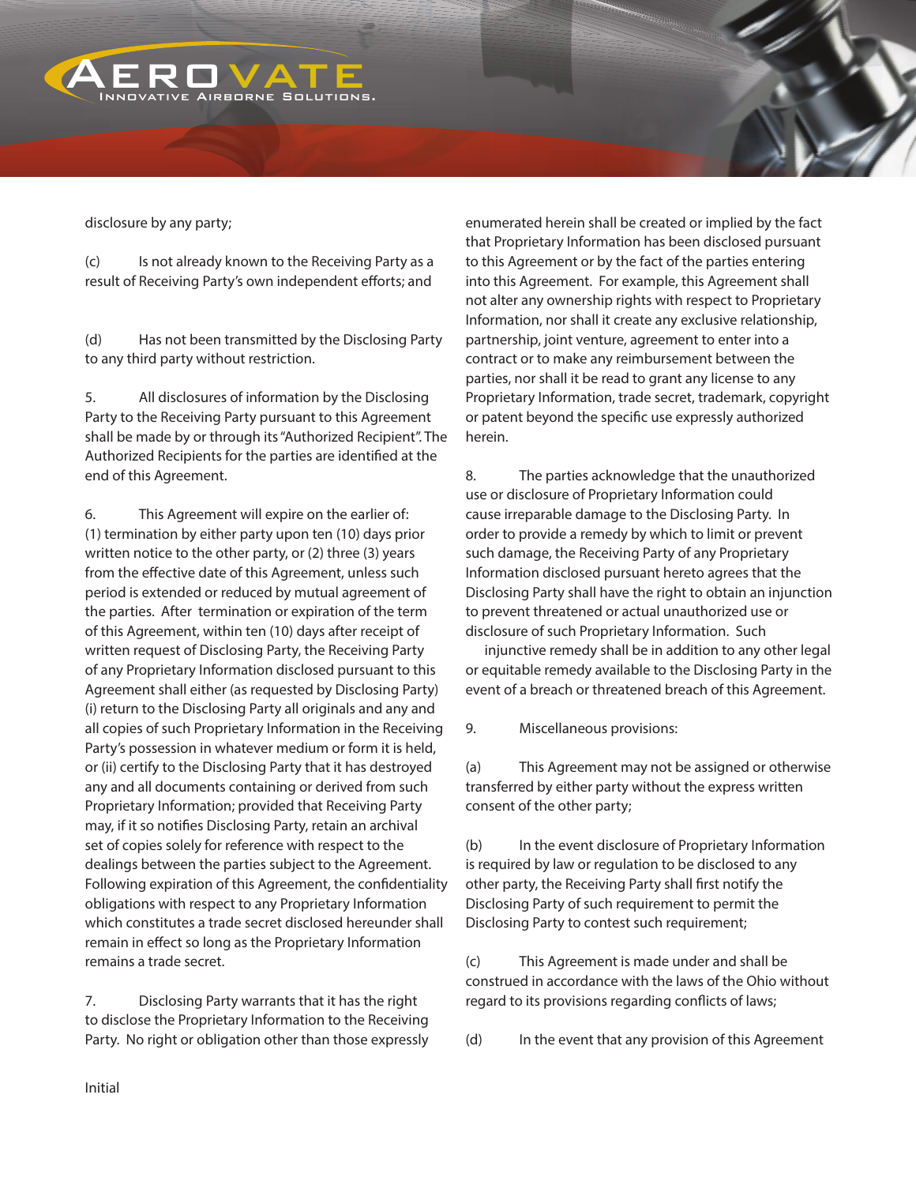disclosure by any party;

(c) Is not already known to the Receiving Party as a result of Receiving Party's own independent efforts; and

(d) Has not been transmitted by the Disclosing Party to any third party without restriction.

5. All disclosures of information by the Disclosing Party to the Receiving Party pursuant to this Agreement shall be made by or through its "Authorized Recipient". The Authorized Recipients for the parties are identified at the end of this Agreement.

6. This Agreement will expire on the earlier of: (1) termination by either party upon ten (10) days prior written notice to the other party, or (2) three (3) years from the effective date of this Agreement, unless such period is extended or reduced by mutual agreement of the parties. After termination or expiration of the term of this Agreement, within ten (10) days after receipt of written request of Disclosing Party, the Receiving Party of any Proprietary Information disclosed pursuant to this Agreement shall either (as requested by Disclosing Party) (i) return to the Disclosing Party all originals and any and all copies of such Proprietary Information in the Receiving Party's possession in whatever medium or form it is held, or (ii) certify to the Disclosing Party that it has destroyed any and all documents containing or derived from such Proprietary Information; provided that Receiving Party may, if it so notifies Disclosing Party, retain an archival set of copies solely for reference with respect to the dealings between the parties subject to the Agreement. Following expiration of this Agreement, the confidentiality obligations with respect to any Proprietary Information which constitutes a trade secret disclosed hereunder shall remain in effect so long as the Proprietary Information remains a trade secret.

7. Disclosing Party warrants that it has the right to disclose the Proprietary Information to the Receiving Party. No right or obligation other than those expressly enumerated herein shall be created or implied by the fact that Proprietary Information has been disclosed pursuant to this Agreement or by the fact of the parties entering into this Agreement. For example, this Agreement shall not alter any ownership rights with respect to Proprietary Information, nor shall it create any exclusive relationship, partnership, joint venture, agreement to enter into a contract or to make any reimbursement between the parties, nor shall it be read to grant any license to any Proprietary Information, trade secret, trademark, copyright or patent beyond the specific use expressly authorized herein.

8. The parties acknowledge that the unauthorized use or disclosure of Proprietary Information could cause irreparable damage to the Disclosing Party. In order to provide a remedy by which to limit or prevent such damage, the Receiving Party of any Proprietary Information disclosed pursuant hereto agrees that the Disclosing Party shall have the right to obtain an injunction to prevent threatened or actual unauthorized use or disclosure of such Proprietary Information. Such injunctive remedy shall be in addition to any other legal or equitable remedy available to the Disclosing Party in the event of a breach or threatened breach of this Agreement.

9. Miscellaneous provisions:

(a) This Agreement may not be assigned or otherwise transferred by either party without the express written consent of the other party;

(b) In the event disclosure of Proprietary Information is required by law or regulation to be disclosed to any other party, the Receiving Party shall first notify the Disclosing Party of such requirement to permit the Disclosing Party to contest such requirement;

(c) This Agreement is made under and shall be construed in accordance with the laws of the Ohio without regard to its provisions regarding conflicts of laws;

(d) In the event that any provision of this Agreement

Initial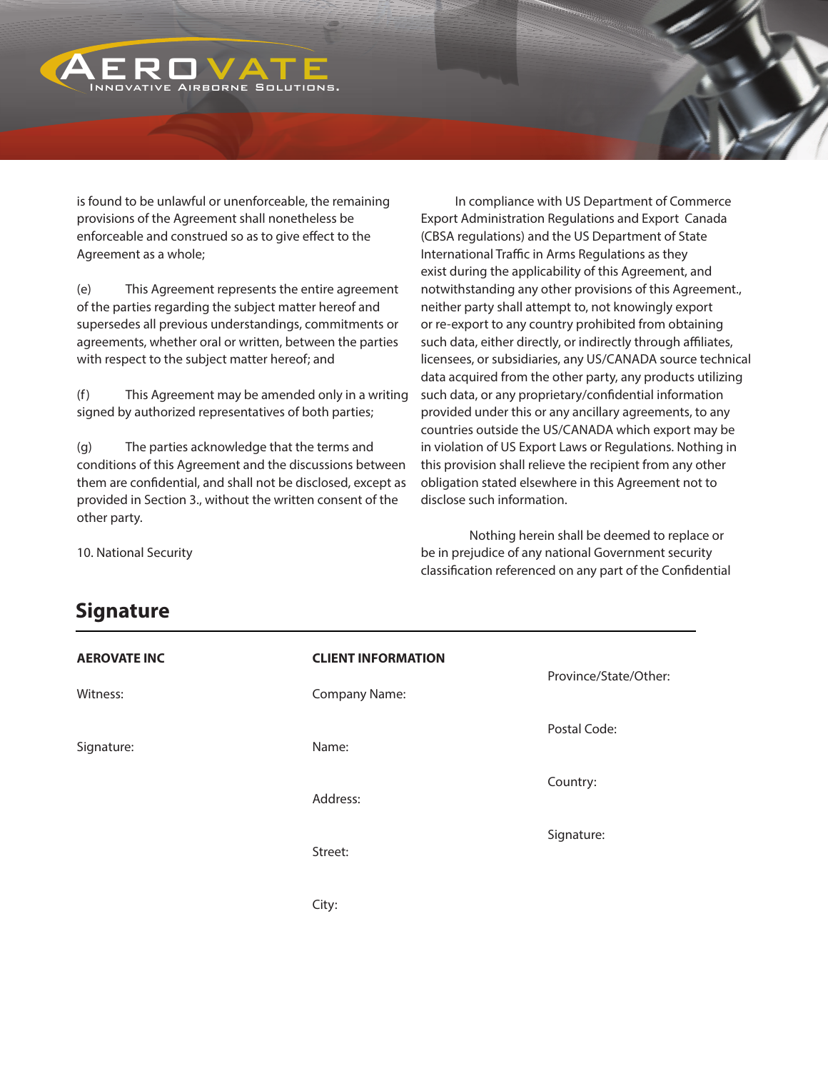is found to be unlawful or unenforceable, the remaining provisions of the Agreement shall nonetheless be enforceable and construed so as to give effect to the Agreement as a whole;

(e) This Agreement represents the entire agreement of the parties regarding the subject matter hereof and supersedes all previous understandings, commitments or agreements, whether oral or written, between the parties with respect to the subject matter hereof; and

(f) This Agreement may be amended only in a writing signed by authorized representatives of both parties;

(g) The parties acknowledge that the terms and conditions of this Agreement and the discussions between them are confidential, and shall not be disclosed, except as provided in Section 3., without the written consent of the other party.

10. National Security

In compliance with US Department of Commerce Export Administration Regulations and Export Canada (CBSA regulations) and the US Department of State International Traffic in Arms Regulations as they exist during the applicability of this Agreement, and notwithstanding any other provisions of this Agreement., neither party shall attempt to, not knowingly export or re-export to any country prohibited from obtaining such data, either directly, or indirectly through affiliates, licensees, or subsidiaries, any US/CANADA source technical data acquired from the other party, any products utilizing such data, or any proprietary/confidential information provided under this or any ancillary agreements, to any countries outside the US/CANADA which export may be in violation of US Export Laws or Regulations. Nothing in this provision shall relieve the recipient from any other obligation stated elsewhere in this Agreement not to disclose such information.

Nothing herein shall be deemed to replace or be in prejudice of any national Government security classification referenced on any part of the Confidential

## Signature

**AEROVATE INC**

Witness:

Signature:

**CLIENT INFORMATION**

Company Name:

Name:

Address:

Street:

City:

Province/State/Other:

Postal Code:

Country:

Signature: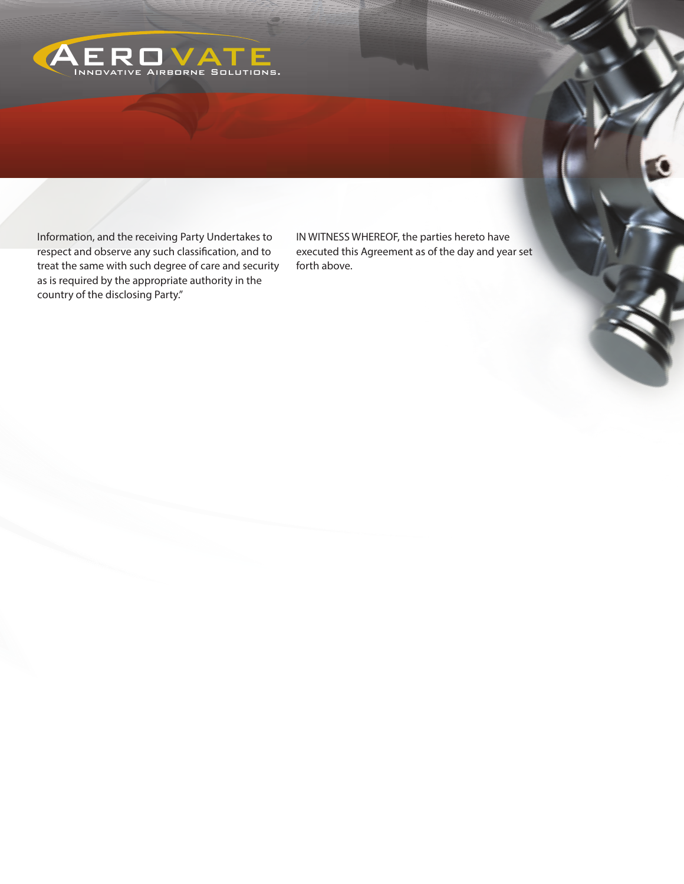Information, and the receiving Party Undertakes to respect and observe any such classification, and to treat the same with such degree of care and security as is required by the appropriate authority in the country of the disclosing Party."

IN WITNESS WHEREOF, the parties hereto have executed this Agreement as of the day and year set forth above.